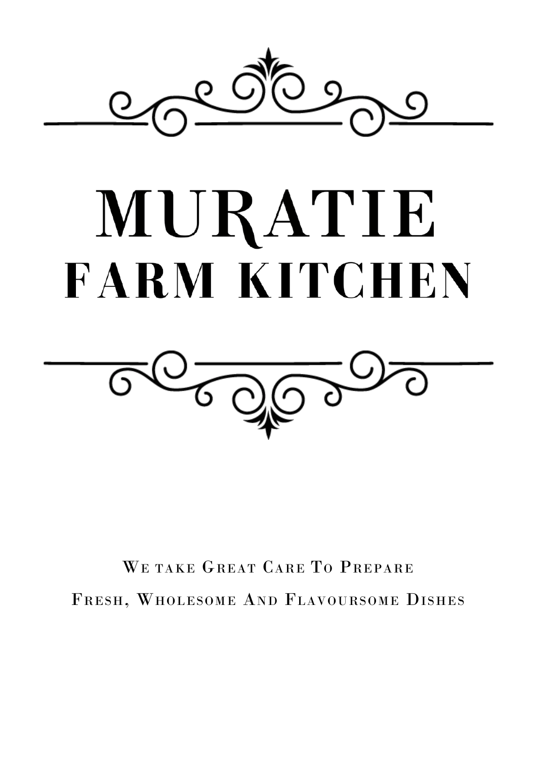# MURATIE
## FARM KITCHEN

We take Great Care To Prepare

Fresh, Wholesome And Flavoursome Dishes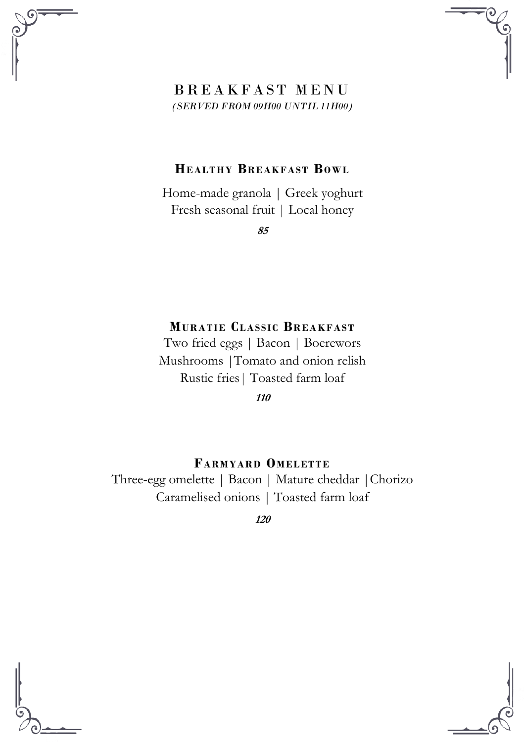# BREAKFAST MENU

*(SERVED FROM 09H00 UNTIL 11H00)*

## HEALTHY BREAKFAST BOWL

Home-made granola | Greek yoghurt
Fresh seasonal fruit | Local honey

***85***

## MURATIE CLASSIC BREAKFAST

Two fried eggs | Bacon | Boerewors
Mushrooms |Tomato and onion relish
Rustic fries| Toasted farm loaf

***110***

## FARMYARD OMELETTE

Three-egg omelette | Bacon | Mature cheddar |Chorizo
Caramelised onions | Toasted farm loaf

***120***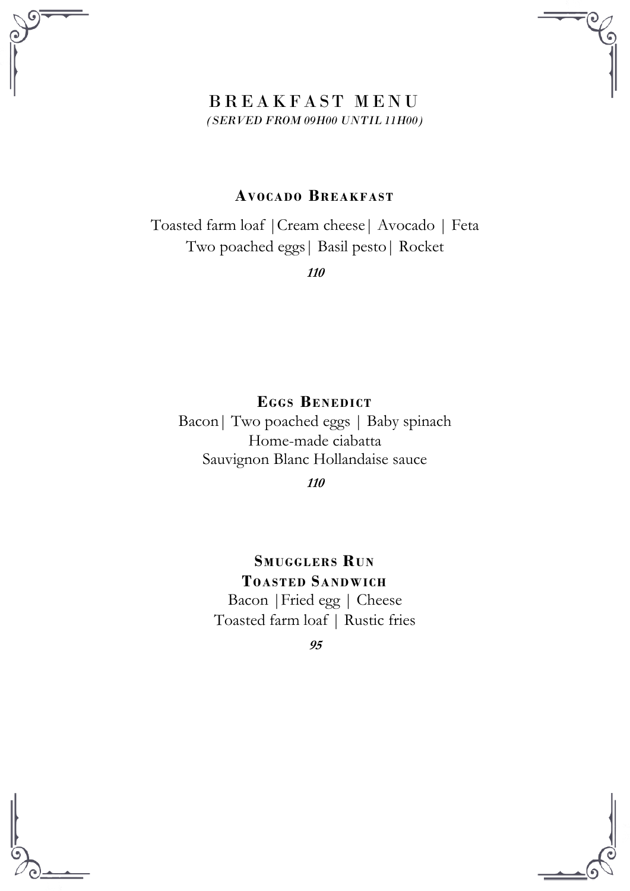# BREAKFAST MENU

*(SERVED FROM 09H00 UNTIL 11H00)*

## Avocado Breakfast

Toasted farm loaf |Cream cheese| Avocado | Feta
Two poached eggs| Basil pesto| Rocket

***110***

## Eggs Benedict

Bacon| Two poached eggs | Baby spinach
Home-made ciabatta
Sauvignon Blanc Hollandaise sauce

***110***

## Smugglers Run Toasted Sandwich

Bacon |Fried egg | Cheese
Toasted farm loaf | Rustic fries

***95***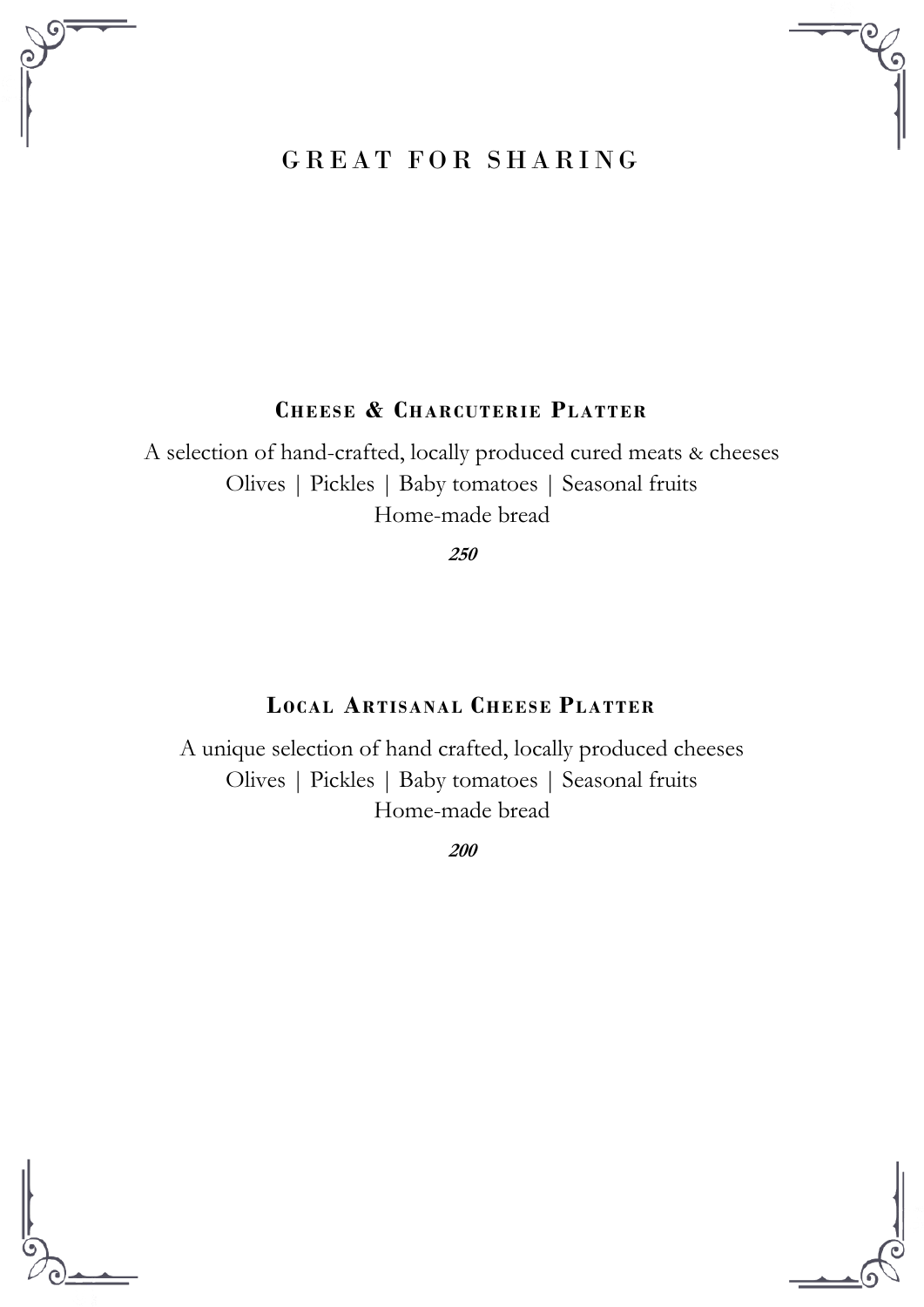# GREAT FOR SHARING

## Cheese & Charcuterie Platter

A selection of hand-crafted, locally produced cured meats & cheeses
Olives | Pickles | Baby tomatoes | Seasonal fruits
Home-made bread

***250***

## Local Artisanal Cheese Platter

A unique selection of hand crafted, locally produced cheeses
Olives | Pickles | Baby tomatoes | Seasonal fruits
Home-made bread

***200***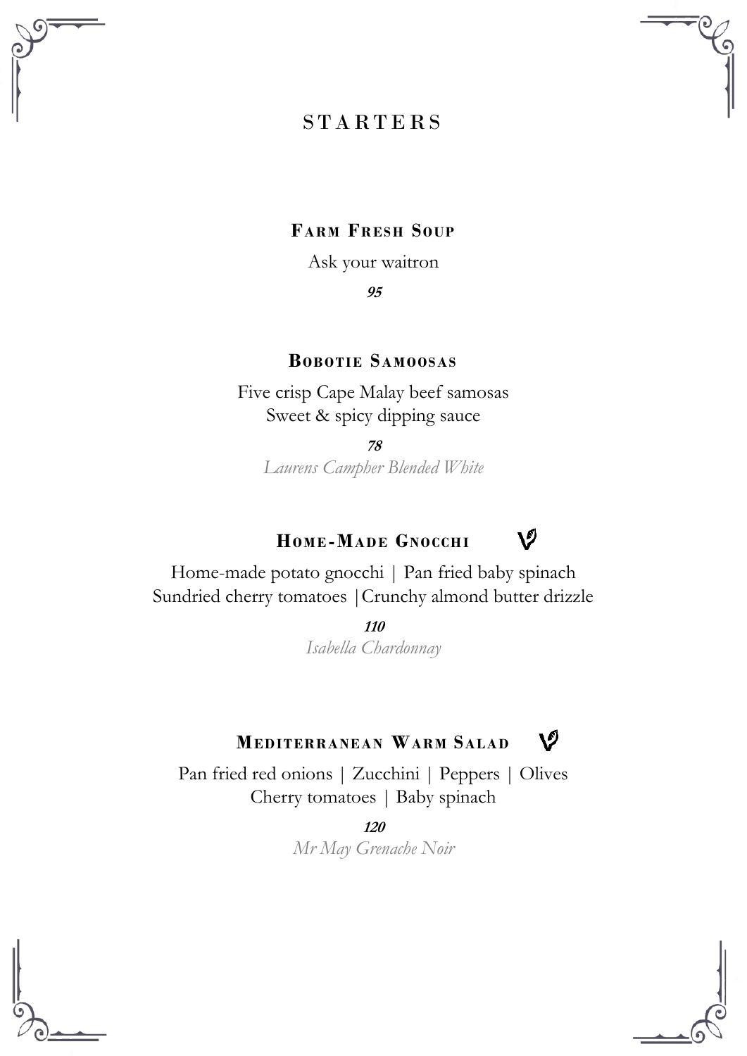# STARTERS

### FARM FRESH SOUP

Ask your waitron

***95***

### BOBOTIE SAMOOSAS

Five crisp Cape Malay beef samosas
Sweet & spicy dipping sauce

***78***

*Laurens Campher Blended White*

### HOME-MADE GNOCCHI (V)

Home-made potato gnocchi | Pan fried baby spinach
Sundried cherry tomatoes |Crunchy almond butter drizzle

***110***

*Isabella Chardonnay*

### MEDITERRANEAN WARM SALAD (V)

Pan fried red onions | Zucchini | Peppers | Olives
Cherry tomatoes | Baby spinach

***120***

*Mr May Grenache Noir*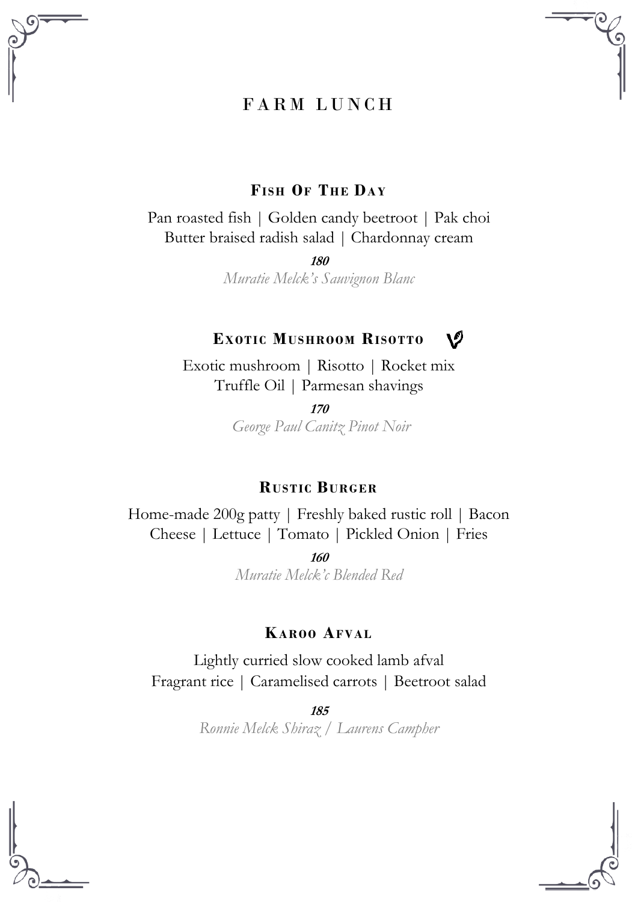# FARM LUNCH

## Fish Of The Day

Pan roasted fish | Golden candy beetroot | Pak choi
Butter braised radish salad | Chardonnay cream

***180***
*Muratie Melck's Sauvignon Blanc*

## Exotic Mushroom Risotto V

Exotic mushroom | Risotto | Rocket mix
Truffle Oil | Parmesan shavings

***170***
*George Paul Canitz Pinot Noir*

## Rustic Burger

Home-made 200g patty | Freshly baked rustic roll | Bacon
Cheese | Lettuce | Tomato | Pickled Onion | Fries

***160***
*Muratie Melck'c Blended Red*

## Karoo Afval

Lightly curried slow cooked lamb afval
Fragrant rice | Caramelised carrots | Beetroot salad

***185***
*Ronnie Melck Shiraz / Laurens Campher*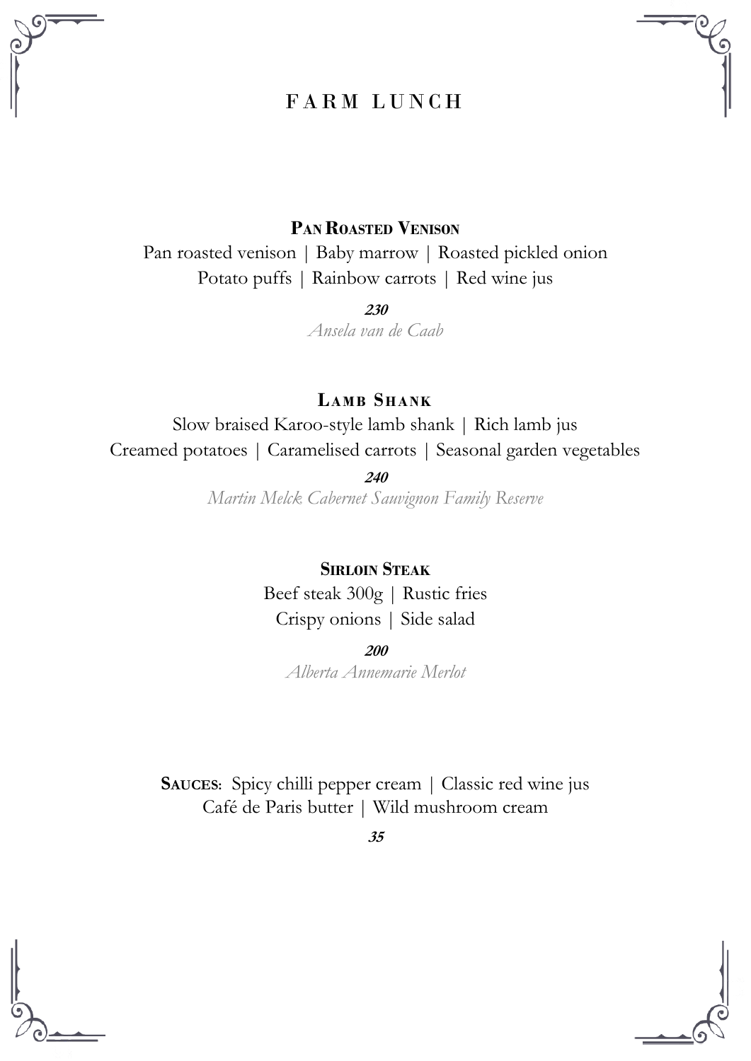# FARM LUNCH

### Pan Roasted Venison

Pan roasted venison | Baby marrow | Roasted pickled onion
Potato puffs | Rainbow carrots | Red wine jus

***230***

*Ansela van de Caab*

### Lamb Shank

Slow braised Karoo-style lamb shank | Rich lamb jus
Creamed potatoes | Caramelised carrots | Seasonal garden vegetables

***240***

*Martin Melck Cabernet Sauvignon Family Reserve*

### Sirloin Steak

Beef steak 300g | Rustic fries
Crispy onions | Side salad

***200***

*Alberta Annemarie Merlot*

**Sauces:** Spicy chilli pepper cream | Classic red wine jus
Café de Paris butter | Wild mushroom cream

***35***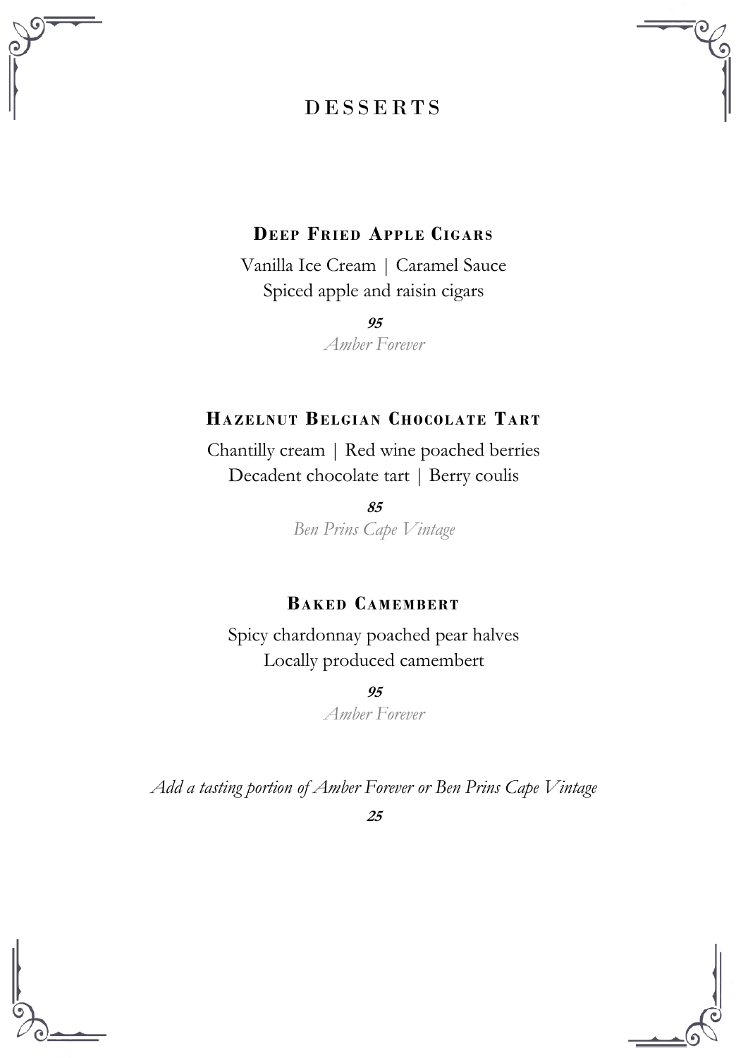# DESSERTS

### DEEP FRIED APPLE CIGARS

Vanilla Ice Cream | Caramel Sauce
Spiced apple and raisin cigars

***95***
*Amber Forever*

### HAZELNUT BELGIAN CHOCOLATE TART

Chantilly cream | Red wine poached berries
Decadent chocolate tart | Berry coulis

***85***
*Ben Prins Cape Vintage*

### BAKED CAMEMBERT

Spicy chardonnay poached pear halves
Locally produced camembert

***95***
*Amber Forever*

*Add a tasting portion of Amber Forever or Ben Prins Cape Vintage*

***25***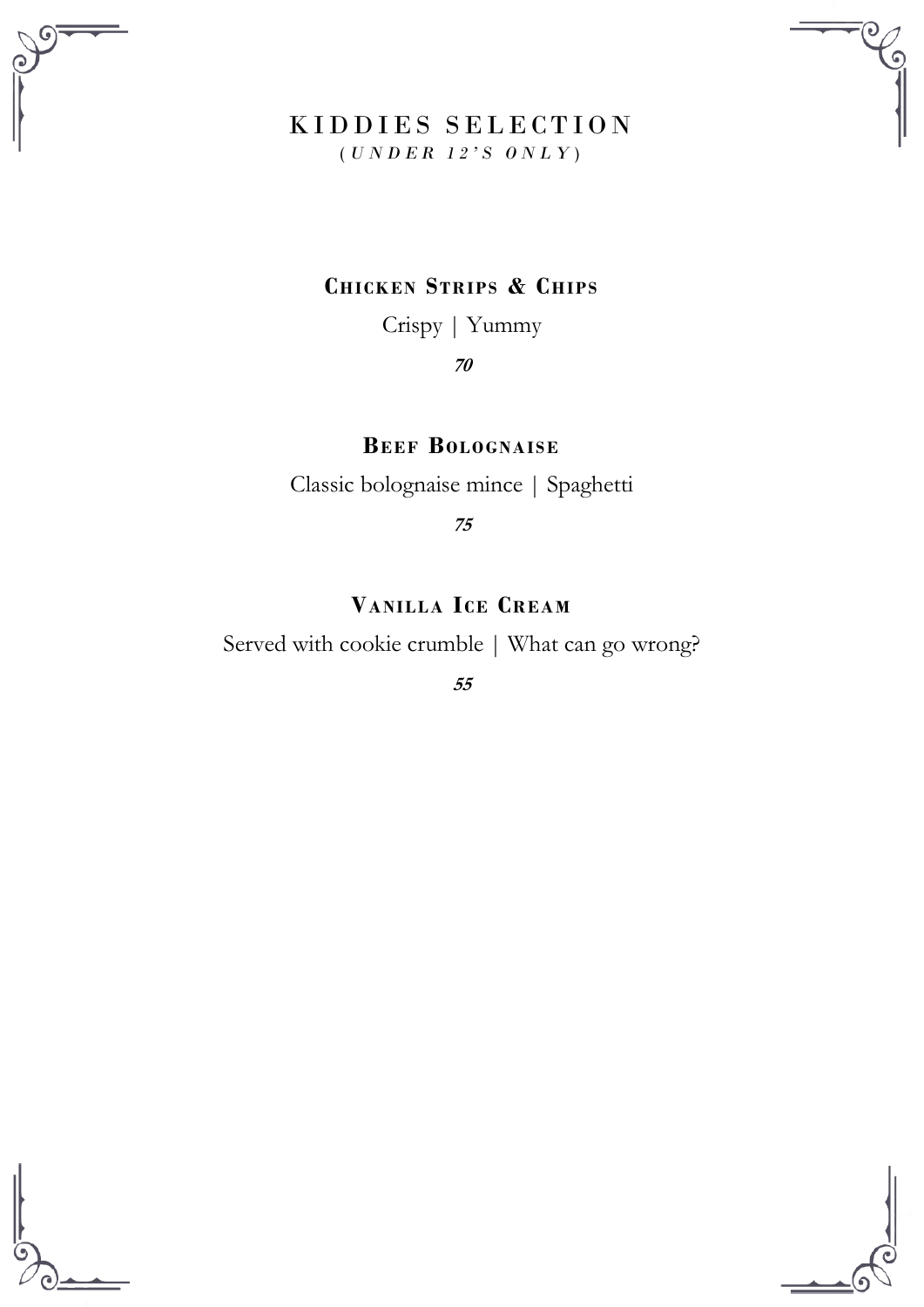# KIDDIES SELECTION

*(UNDER 12'S ONLY)*

### CHICKEN STRIPS & CHIPS

Crispy | Yummy

***70***

### BEEF BOLOGNAISE

Classic bolognaise mince | Spaghetti

***75***

### VANILLA ICE CREAM

Served with cookie crumble | What can go wrong?

***55***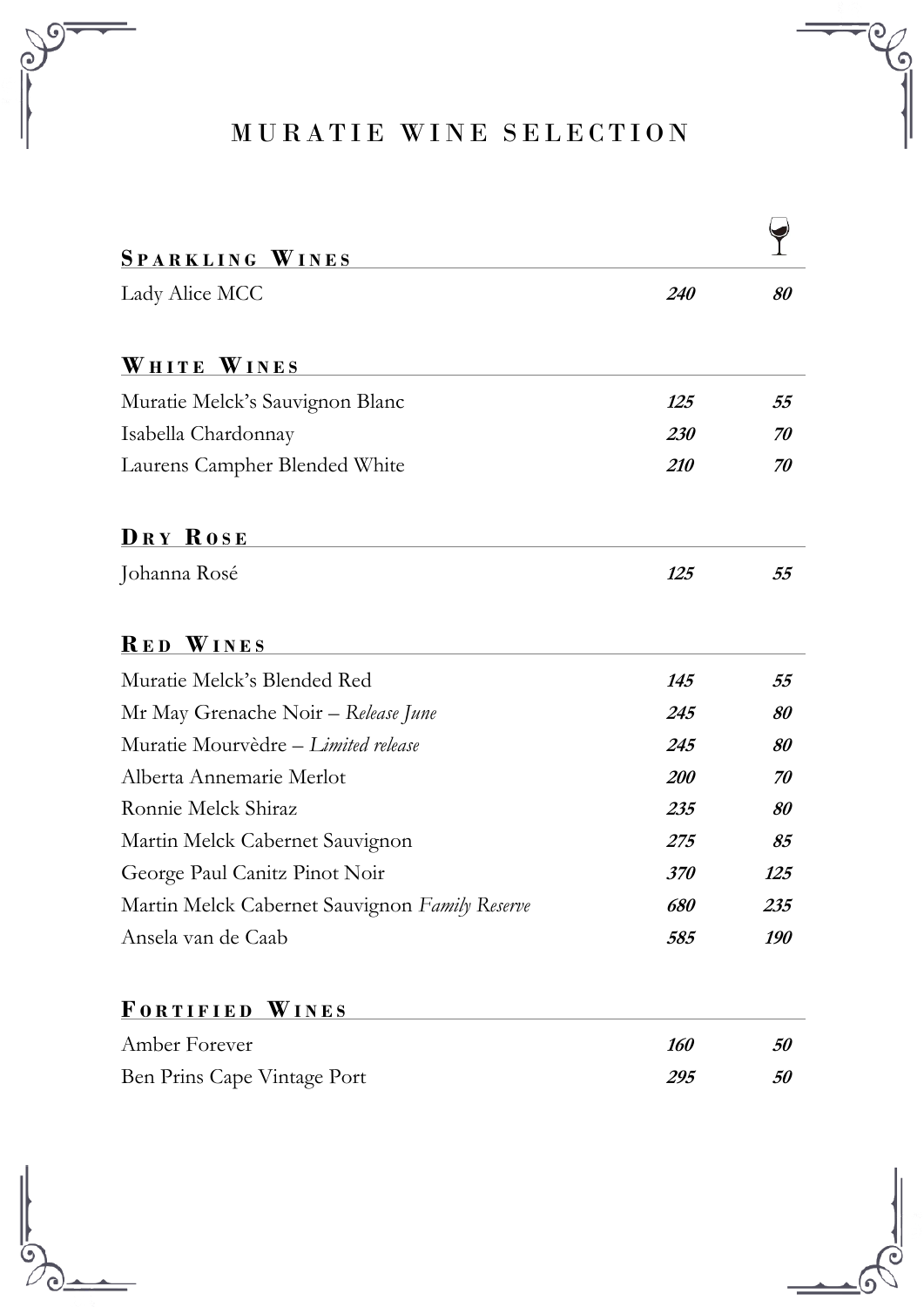# MURATIE WINE SELECTION

## Sparkling Wines

| | Bottle | 🍷 |
|---|---|---|
| Lady Alice MCC | ***240*** | ***80*** |

## White Wines

| | | |
|---|---|---|
| Muratie Melck's Sauvignon Blanc | ***125*** | ***55*** |
| Isabella Chardonnay | ***230*** | ***70*** |
| Laurens Campher Blended White | ***210*** | ***70*** |

## Dry Rose

| | | |
|---|---|---|
| Johanna Rosé | ***125*** | ***55*** |

## Red Wines

| | | |
|---|---|---|
| Muratie Melck's Blended Red | ***145*** | ***55*** |
| Mr May Grenache Noir – *Release June* | ***245*** | ***80*** |
| Muratie Mourvèdre – *Limited release* | ***245*** | ***80*** |
| Alberta Annemarie Merlot | ***200*** | ***70*** |
| Ronnie Melck Shiraz | ***235*** | ***80*** |
| Martin Melck Cabernet Sauvignon | ***275*** | ***85*** |
| George Paul Canitz Pinot Noir | ***370*** | ***125*** |
| Martin Melck Cabernet Sauvignon *Family Reserve* | ***680*** | ***235*** |
| Ansela van de Caab | ***585*** | ***190*** |

## Fortified Wines

| | | |
|---|---|---|
| Amber Forever | ***160*** | ***50*** |
| Ben Prins Cape Vintage Port | ***295*** | ***50*** |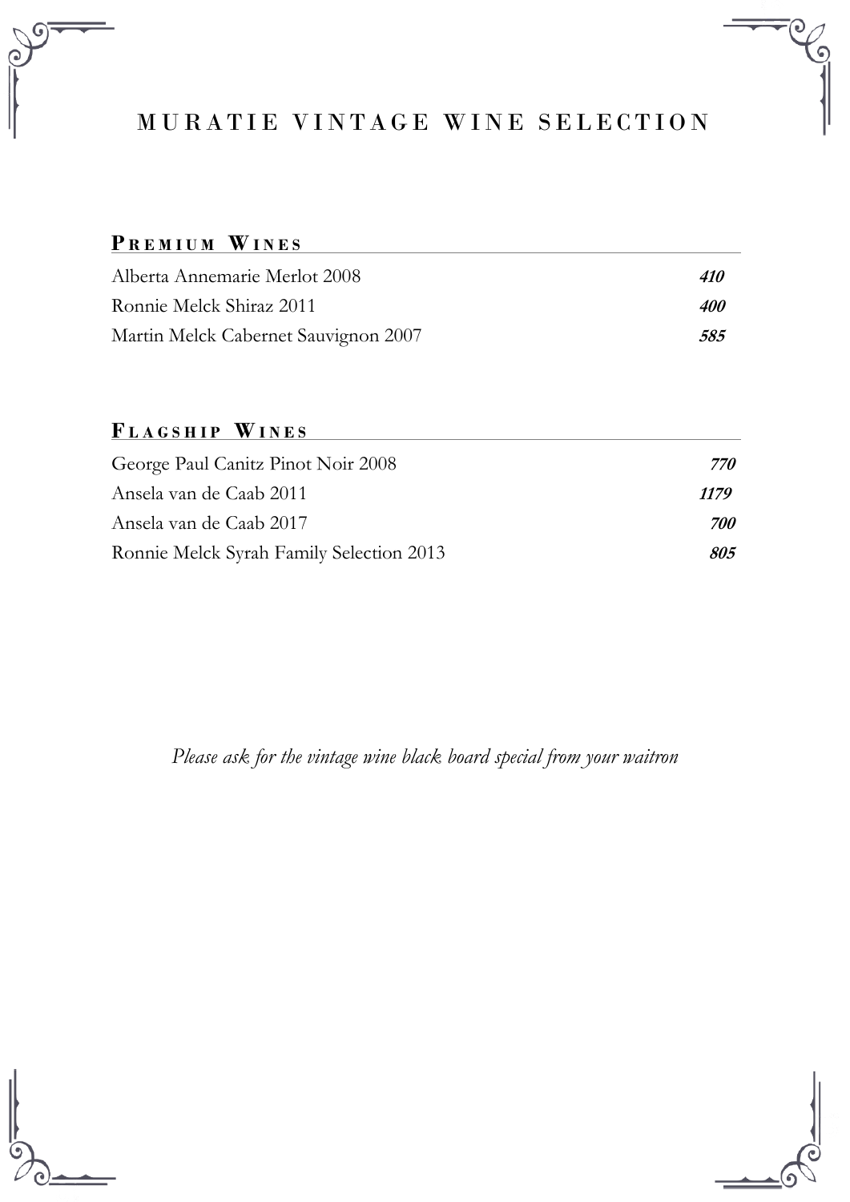# MURATIE VINTAGE WINE SELECTION

## PREMIUM WINES

| Wine | Price |
|---|---|
| Alberta Annemarie Merlot 2008 | ***410*** |
| Ronnie Melck Shiraz 2011 | ***400*** |
| Martin Melck Cabernet Sauvignon 2007 | ***585*** |

## FLAGSHIP WINES

| Wine | Price |
|---|---|
| George Paul Canitz Pinot Noir 2008 | ***770*** |
| Ansela van de Caab 2011 | ***1179*** |
| Ansela van de Caab 2017 | ***700*** |
| Ronnie Melck Syrah Family Selection 2013 | ***805*** |

*Please ask for the vintage wine black board special from your waitron*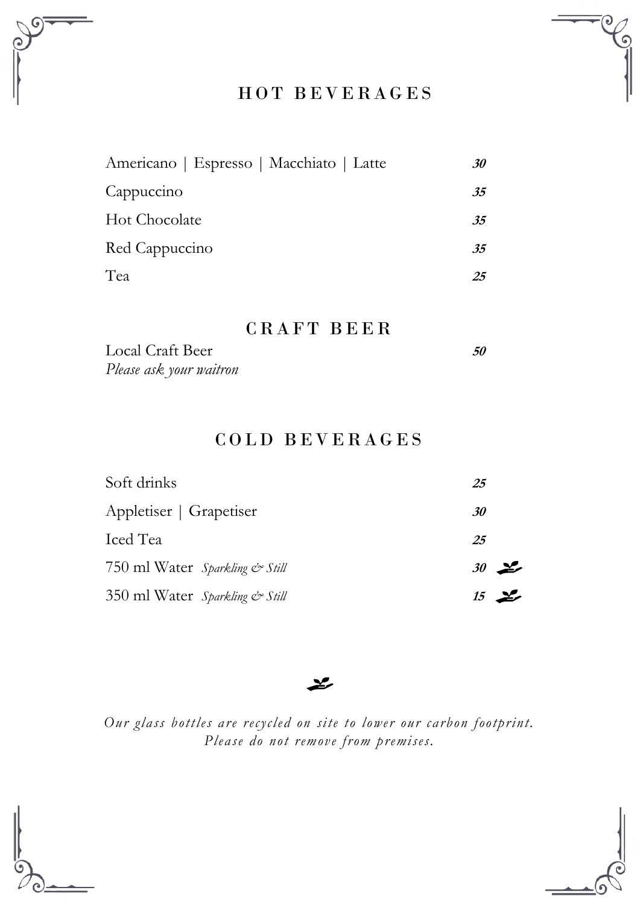## HOT BEVERAGES

| | |
|---|---|
| Americano \| Espresso \| Macchiato \| Latte | ***30*** |
| Cappuccino | ***35*** |
| Hot Chocolate | ***35*** |
| Red Cappuccino | ***35*** |
| Tea | ***25*** |

## CRAFT BEER

| | |
|---|---|
| Local Craft Beer<br>*Please ask your waitron* | ***50*** |

## COLD BEVERAGES

| | |
|---|---|
| Soft drinks | ***25*** |
| Appletiser \| Grapetiser | ***30*** |
| Iced Tea | ***25*** |
| 750 ml Water *Sparkling & Still* | ***30*** |
| 350 ml Water *Sparkling & Still* | ***15*** |

*Our glass bottles are recycled on site to lower our carbon footprint.*
*Please do not remove from premises.*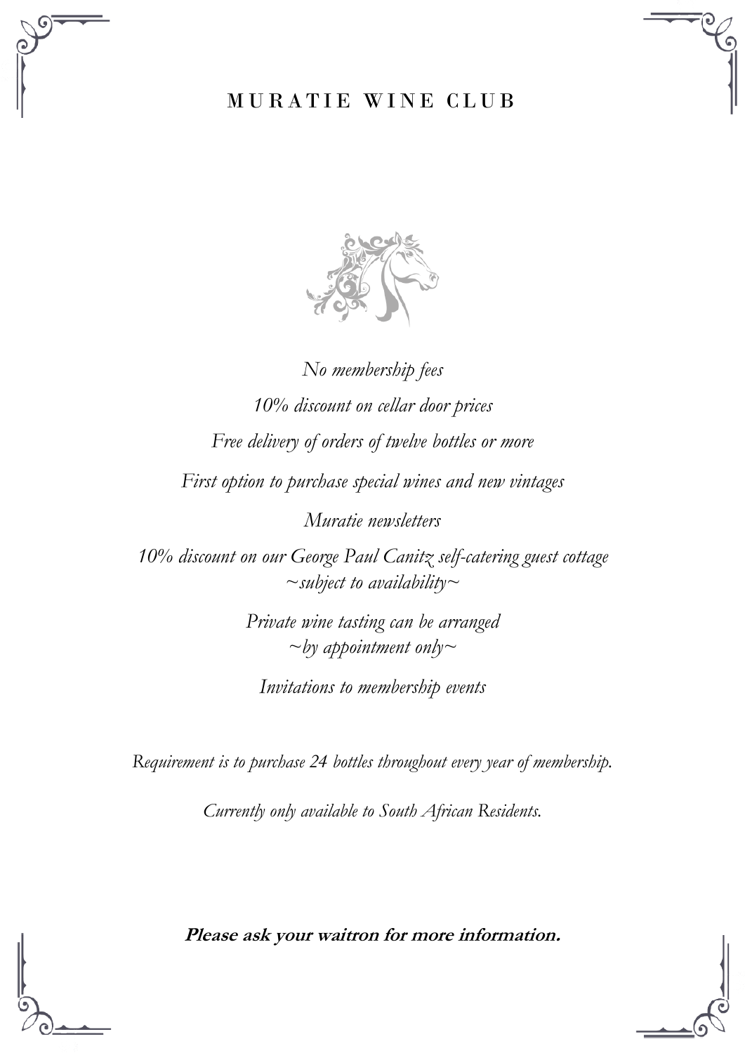# MURATIE WINE CLUB

*No membership fees*

*10% discount on cellar door prices*

*Free delivery of orders of twelve bottles or more*

*First option to purchase special wines and new vintages*

*Muratie newsletters*

*10% discount on our George Paul Canitz self-catering guest cottage*
*~subject to availability~*

*Private wine tasting can be arranged*
*~by appointment only~*

*Invitations to membership events*

*Requirement is to purchase 24 bottles throughout every year of membership.*

*Currently only available to South African Residents.*

**Please ask your waitron for more information.**